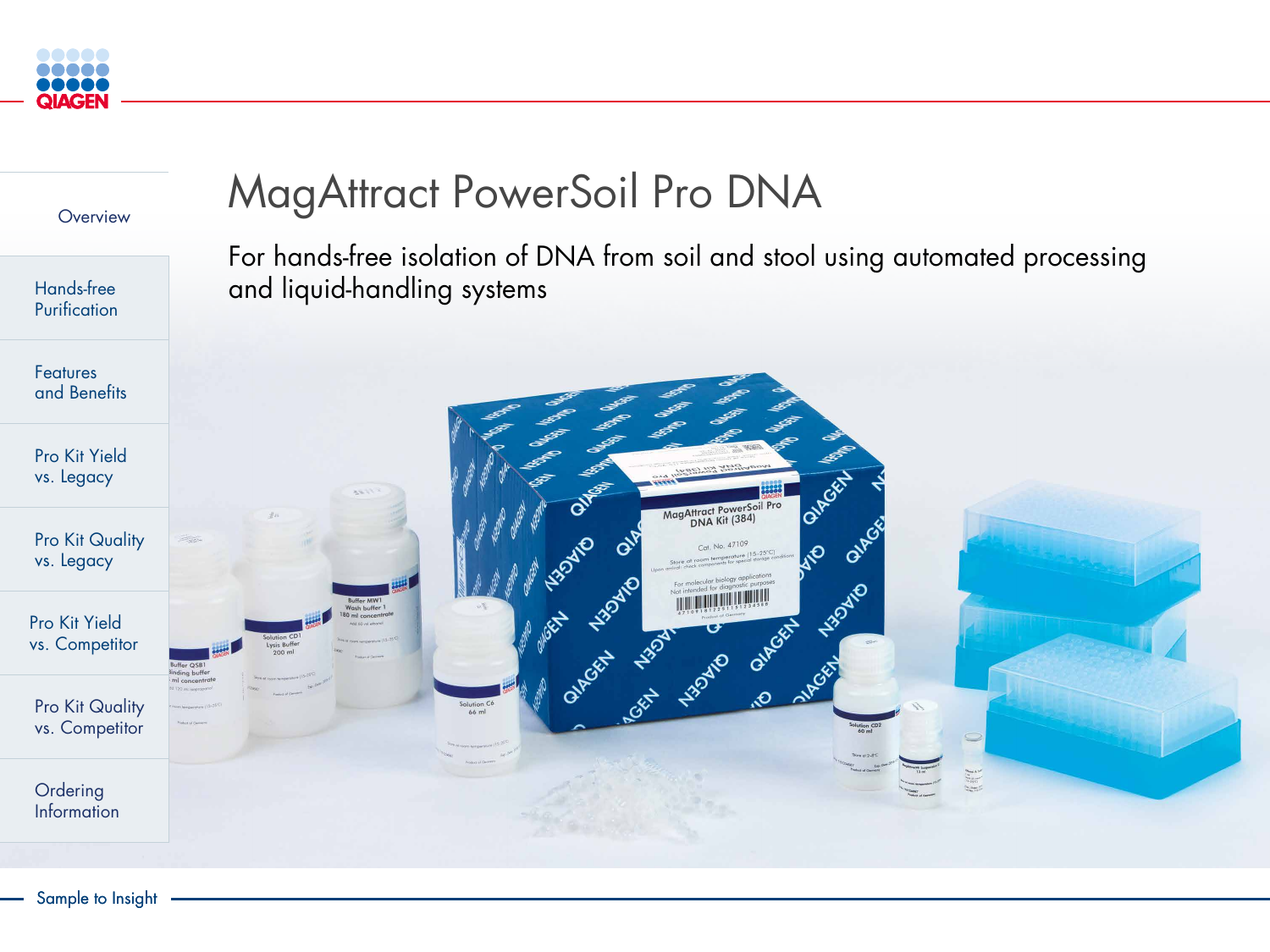- Overview
- Hands-free Purification
- Features and Benefits
- Pro Kit Yield vs. Legacy
- Pro Kit Quality vs. Legacy
- Pro Kit Yield vs. Competitor
- Pro Kit Quality vs. Competitor
- Ordering Information

# MagAttract PowerSoil Pro DNA

For hands-free isolation of DNA from soil and stool using automated processing and liquid-handling systems

Sample to Insight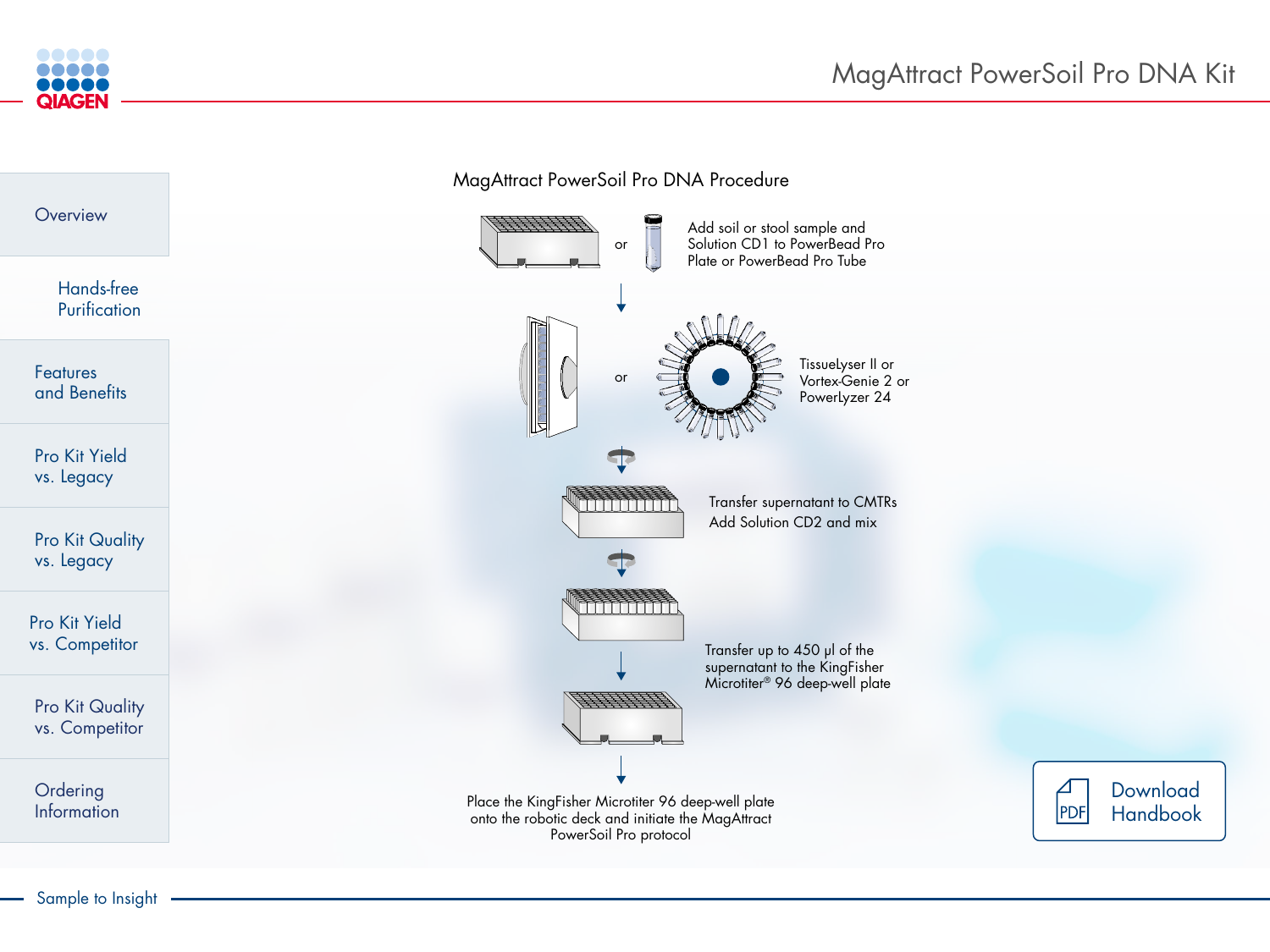## MagAttract PowerSoil Pro DNA Procedure

Add soil or stool sample and Solution CD1 to PowerBead Pro Plate or PowerBead Pro Tube

or

TissueLyser II or Vortex-Genie 2 or Powerlyzer 24

Transfer supernatant to CMTRs
Add Solution CD2 and mix

Transfer up to 450 µl of the supernatant to the KingFisher Microtiter® 96 deep-well plate

Place the KingFisher Microtiter 96 deep-well plate onto the robotic deck and initiate the MagAttract PowerSoil Pro protocol

Overview

Hands-free Purification

Features and Benefits

Pro Kit Yield vs. Legacy

Pro Kit Quality vs. Legacy

Pro Kit Yield vs. Competitor

Pro Kit Quality vs. Competitor

Ordering Information

Download Handbook

Sample to Insight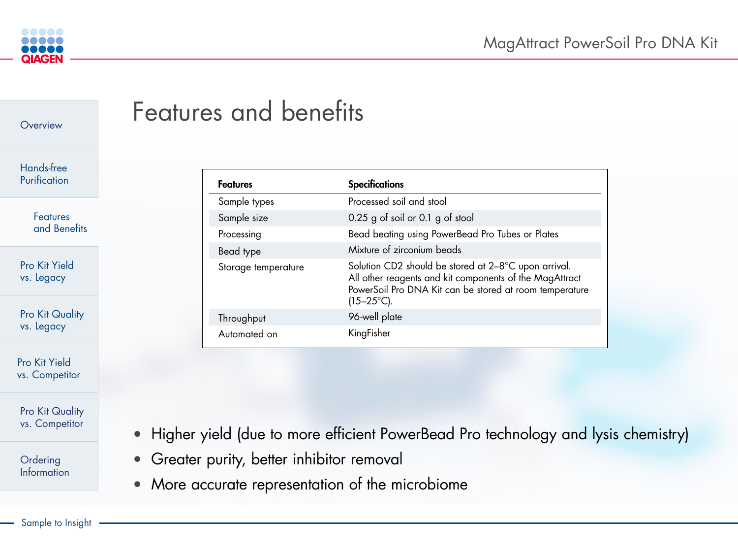# Features and benefits

| Features | Specifications |
|---|---|
| Sample types | Processed soil and stool |
| Sample size | 0.25 g of soil or 0.1 g of stool |
| Processing | Bead beating using PowerBead Pro Tubes or Plates |
| Bead type | Mixture of zirconium beads |
| Storage temperature | Solution CD2 should be stored at 2–8°C upon arrival. All other reagents and kit components of the MagAttract PowerSoil Pro DNA Kit can be stored at room temperature (15–25°C). |
| Throughput | 96-well plate |
| Automated on | KingFisher |

- Higher yield (due to more efficient PowerBead Pro technology and lysis chemistry)
- Greater purity, better inhibitor removal
- More accurate representation of the microbiome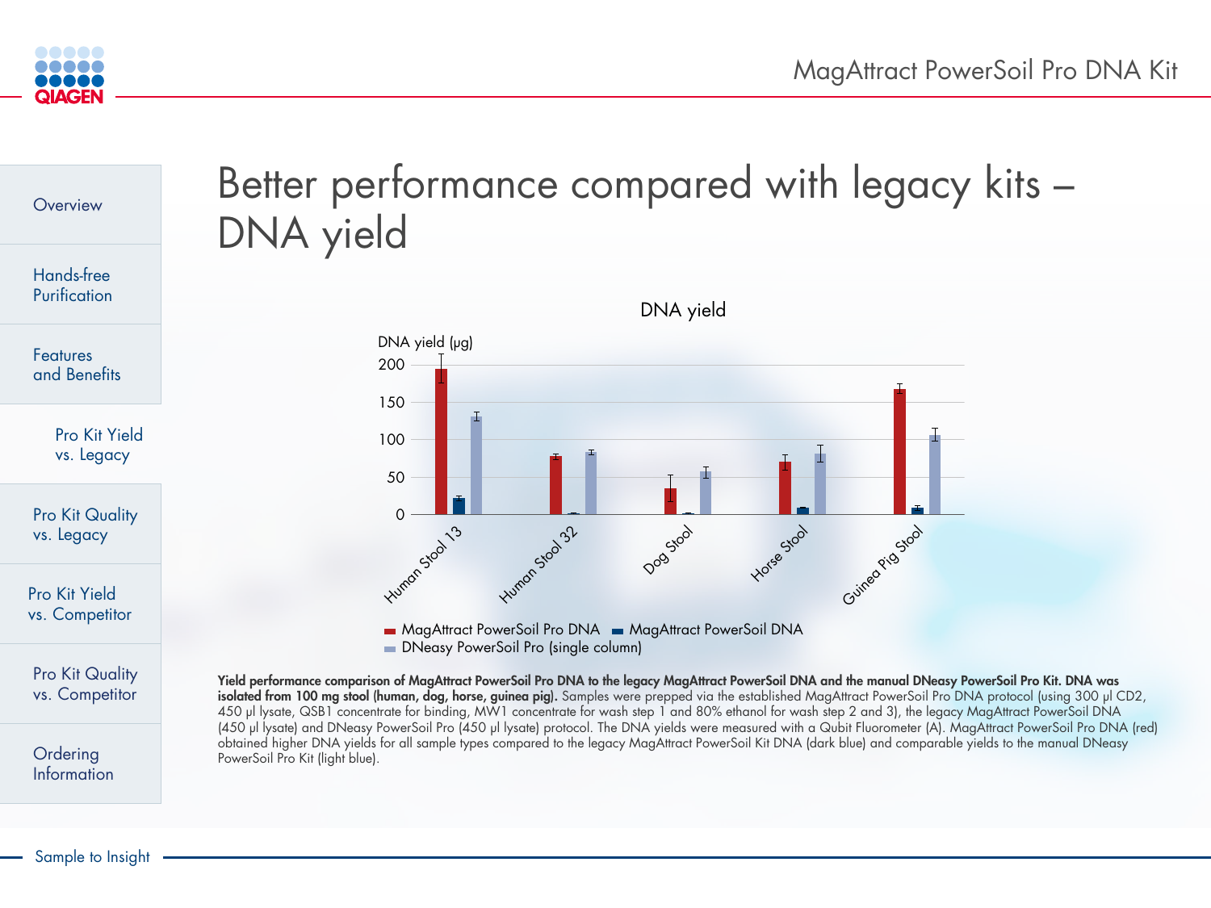# Better performance compared with legacy kits – DNA yield

DNA yield

DNA yield (µg)

200
150
100
50
0

Human Stool 13 | Human Stool 32 | Dog Stool | Horse Stool | Guinea Pig Stool

MagAttract PowerSoil Pro DNA | MagAttract PowerSoil DNA | DNeasy PowerSoil Pro (single column)

**Yield performance comparison of MagAttract PowerSoil Pro DNA to the legacy MagAttract PowerSoil DNA and the manual DNeasy PowerSoil Pro Kit. DNA was isolated from 100 mg stool (human, dog, horse, guinea pig).** Samples were prepped via the established MagAttract PowerSoil Pro DNA protocol (using 300 µl CD2, 450 µl lysate, QSB1 concentrate for binding, MW1 concentrate for wash step 1 and 80% ethanol for wash step 2 and 3), the legacy MagAttract PowerSoil DNA (450 µl lysate) and DNeasy PowerSoil Pro (450 µl lysate) protocol. The DNA yields were measured with a Qubit Fluorometer (A). MagAttract PowerSoil Pro DNA (red) obtained higher DNA yields for all sample types compared to the legacy MagAttract PowerSoil Kit DNA (dark blue) and comparable yields to the manual DNeasy PowerSoil Pro Kit (light blue).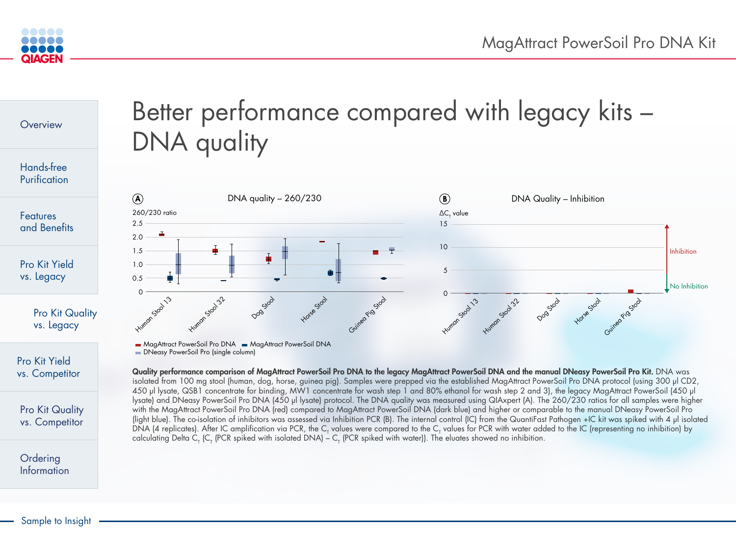# Better performance compared with legacy kits – DNA quality

A — DNA quality – 260/230

B — DNA Quality – Inhibition

■ MagAttract PowerSoil Pro DNA ■ MagAttract PowerSoil DNA ■ DNeasy PowerSoil Pro (single column)

**Quality performance comparison of MagAttract PowerSoil Pro DNA to the legacy MagAttract PowerSoil DNA and the manual DNeasy PowerSoil Pro Kit.** DNA was isolated from 100 mg stool (human, dog, horse, guinea pig). Samples were prepped via the established MagAttract PowerSoil Pro DNA protocol (using 300 µl CD2, 450 µl lysate, QSB1 concentrate for binding, MW1 concentrate for wash step 1 and 80% ethanol for wash step 2 and 3), the legacy MagAttract PowerSoil (450 µl lysate) and DNeasy PowerSoil Pro DNA (450 µl lysate) protocol. The DNA quality was measured using QIAxpert (A). The 260/230 ratios for all samples were higher with the MagAttract PowerSoil Pro DNA (red) compared to MagAttract PowerSoil DNA (dark blue) and higher or comparable to the manual DNeasy PowerSoil Pro (light blue). The co-isolation of inhibitors was assessed via Inhibition PCR (B). The internal control (IC) from the QuantiFast Pathogen +IC kit was spiked with 4 µl isolated DNA (4 replicates). After IC amplification via PCR, the $C_T$ values were compared to the $C_T$ values for PCR with water added to the IC (representing no inhibition) by calculating Delta $C_T$ ($C_T$ (PCR spiked with isolated DNA) – $C_T$ (PCR spiked with water)). The eluates showed no inhibition.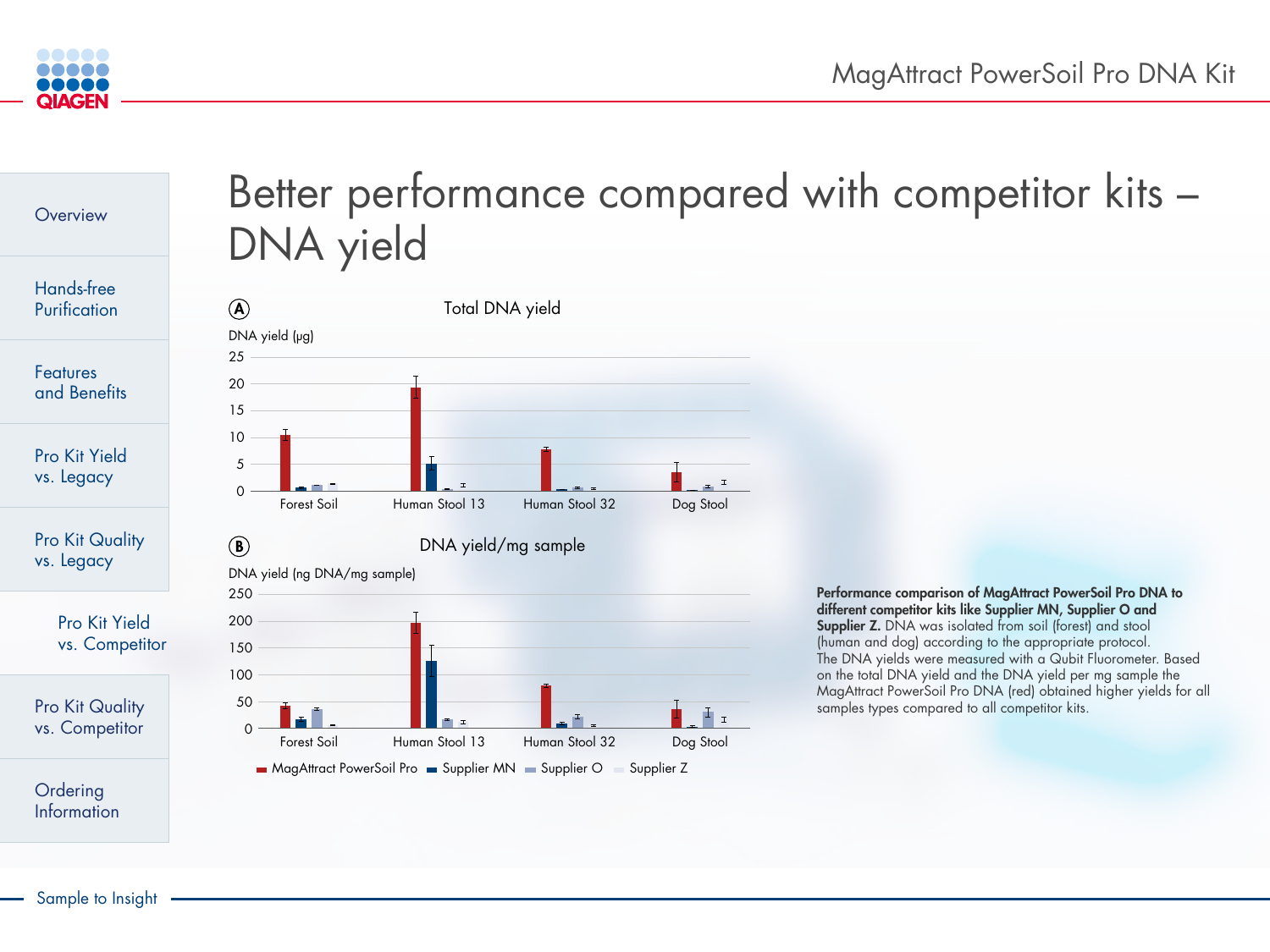# Better performance compared with competitor kits – DNA yield

**A** Total DNA yield

DNA yield (µg)

Forest Soil | Human Stool 13 | Human Stool 32 | Dog Stool

**B** DNA yield/mg sample

DNA yield (ng DNA/mg sample)

Forest Soil | Human Stool 13 | Human Stool 32 | Dog Stool

MagAttract PowerSoil Pro | Supplier MN | Supplier O | Supplier Z

**Performance comparison of MagAttract PowerSoil Pro DNA to different competitor kits like Supplier MN, Supplier O and Supplier Z.** DNA was isolated from soil (forest) and stool (human and dog) according to the appropriate protocol. The DNA yields were measured with a Qubit Fluorometer. Based on the total DNA yield and the DNA yield per mg sample the MagAttract PowerSoil Pro DNA (red) obtained higher yields for all samples types compared to all competitor kits.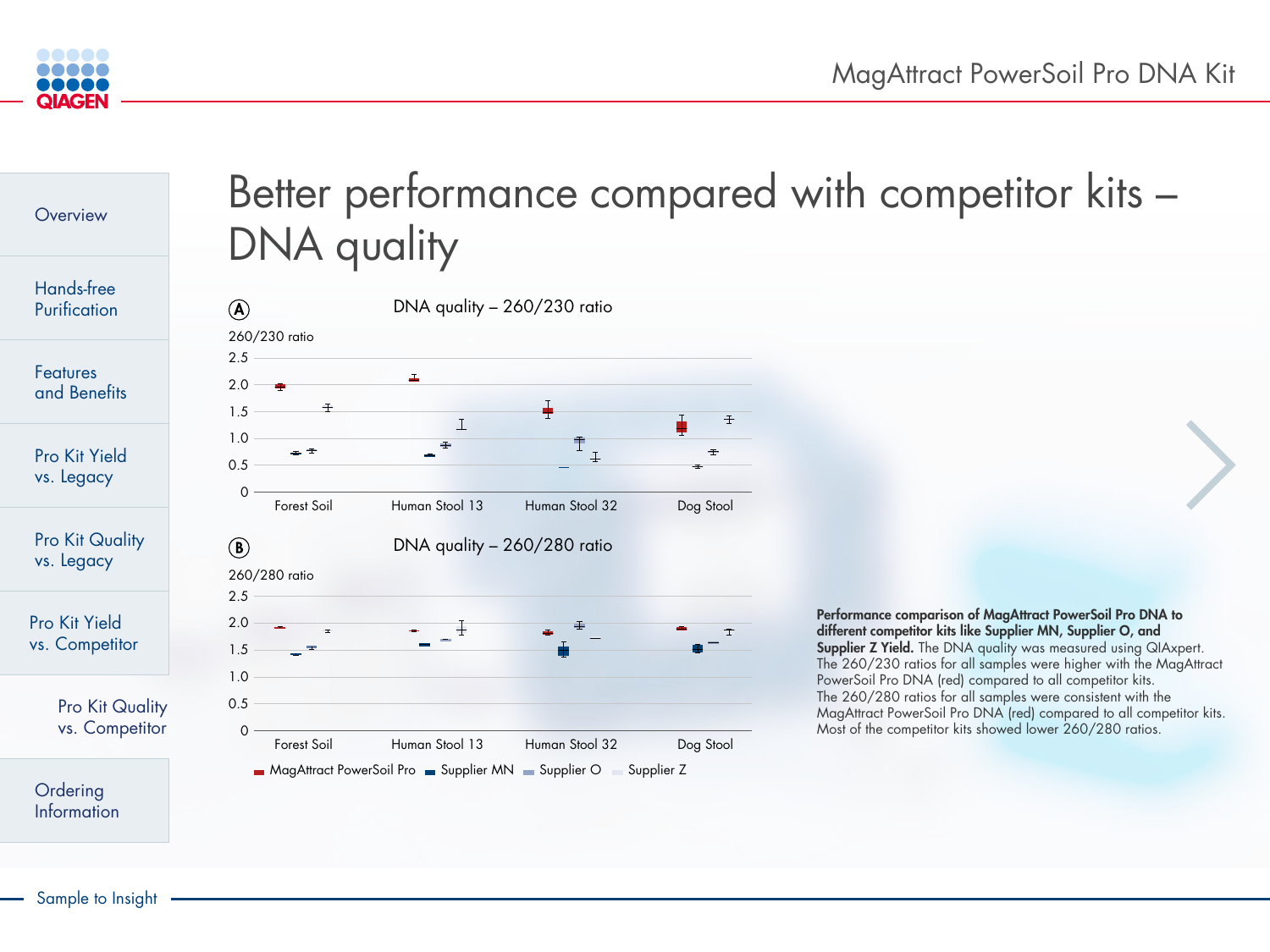# Better performance compared with competitor kits – DNA quality

**A** DNA quality – 260/230 ratio

260/230 ratio

Forest Soil, Human Stool 13, Human Stool 32, Dog Stool

**B** DNA quality – 260/280 ratio

260/280 ratio

Forest Soil, Human Stool 13, Human Stool 32, Dog Stool

MagAttract PowerSoil Pro | Supplier MN | Supplier O | Supplier Z

**Performance comparison of MagAttract PowerSoil Pro DNA to different competitor kits like Supplier MN, Supplier O, and Supplier Z Yield.** The DNA quality was measured using QIAxpert. The 260/230 ratios for all samples were higher with the MagAttract PowerSoil Pro DNA (red) compared to all competitor kits. The 260/280 ratios for all samples were consistent with the MagAttract PowerSoil Pro DNA (red) compared to all competitor kits. Most of the competitor kits showed lower 260/280 ratios.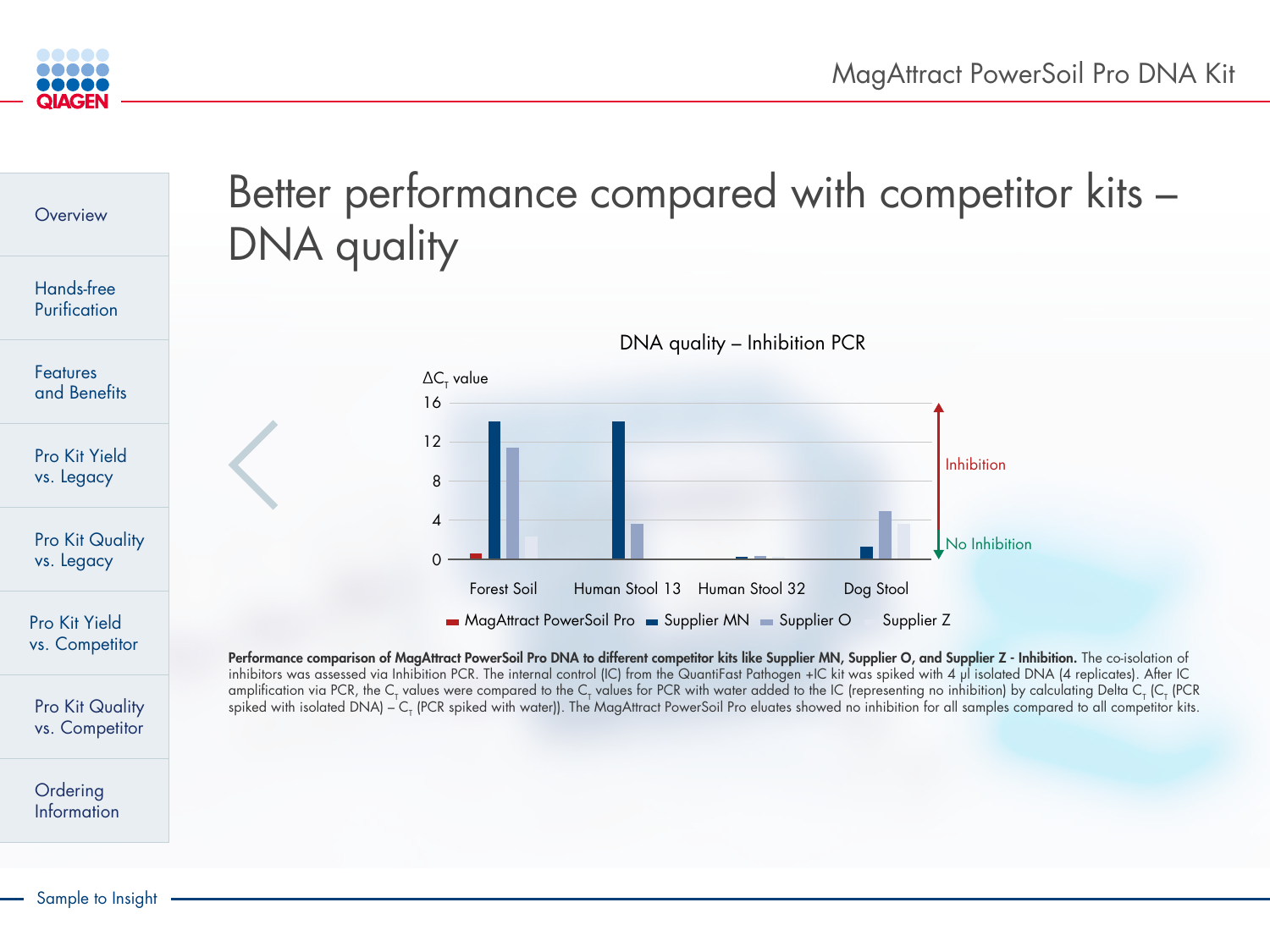# Better performance compared with competitor kits – DNA quality

DNA quality – Inhibition PCR

$\Delta C_T$ value

| Sample | MagAttract PowerSoil Pro | Supplier MN | Supplier O | Supplier Z |
|---|---|---|---|---|
| Forest Soil | ~0.5 | ~14 | ~11.5 | ~2.3 |
| Human Stool 13 | 0 | ~14 | ~3.6 | 0 |
| Human Stool 32 | 0 | ~0.2 | ~0.3 | 0 |
| Dog Stool | 0 | ~1.2 | ~4.9 | ~3.6 |

Inhibition ↑ / No Inhibition ↓

**Performance comparison of MagAttract PowerSoil Pro DNA to different competitor kits like Supplier MN, Supplier O, and Supplier Z - Inhibition.** The co-isolation of inhibitors was assessed via Inhibition PCR. The internal control (IC) from the QuantiFast Pathogen +IC kit was spiked with 4 µl isolated DNA (4 replicates). After IC amplification via PCR, the $C_T$ values were compared to the $C_T$ values for PCR with water added to the IC (representing no inhibition) by calculating Delta $C_T$ ($C_T$ (PCR spiked with isolated DNA) – $C_T$ (PCR spiked with water)). The MagAttract PowerSoil Pro eluates showed no inhibition for all samples compared to all competitor kits.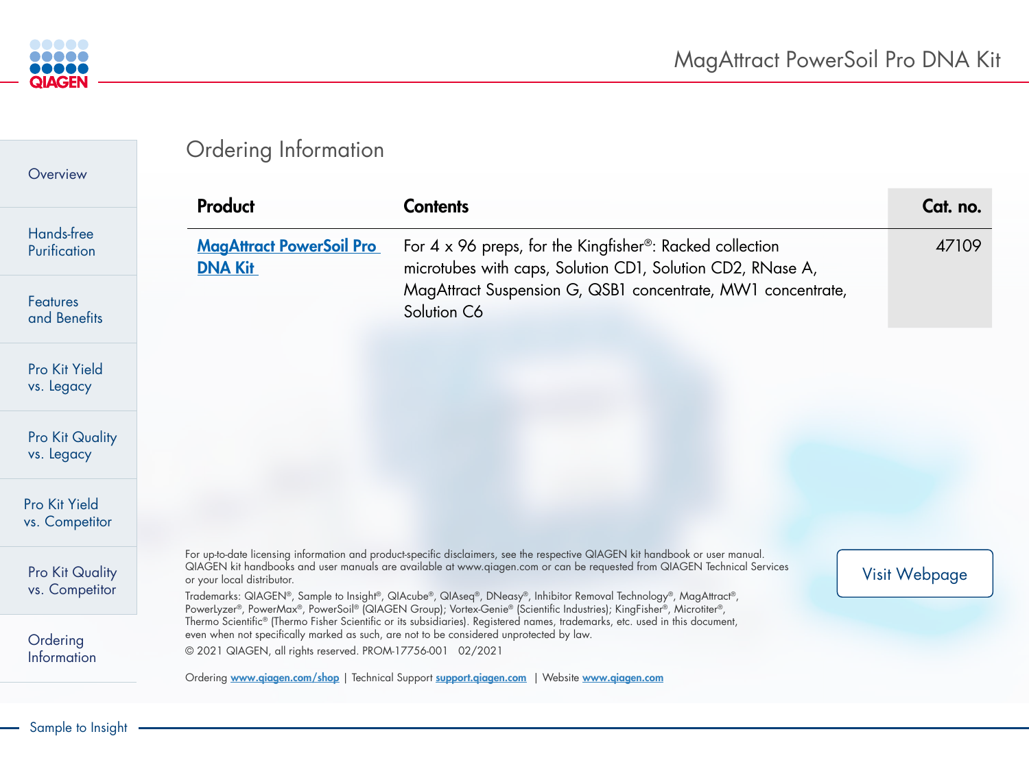# Ordering Information

| Product | Contents | Cat. no. |
|---|---|---|
| MagAttract PowerSoil Pro DNA Kit | For 4 x 96 preps, for the Kingfisher®: Racked collection microtubes with caps, Solution CD1, Solution CD2, RNase A, MagAttract Suspension G, QSB1 concentrate, MW1 concentrate, Solution C6 | 47109 |

For up-to-date licensing information and product-specific disclaimers, see the respective QIAGEN kit handbook or user manual. QIAGEN kit handbooks and user manuals are available at www.qiagen.com or can be requested from QIAGEN Technical Services or your local distributor.

Trademarks: QIAGEN®, Sample to Insight®, QIAcube®, QIAseq®, DNeasy®, Inhibitor Removal Technology®, MagAttract®, PowerLyzer®, PowerMax®, PowerSoil® (QIAGEN Group); Vortex-Genie® (Scientific Industries); KingFisher®, Microtiter®, Thermo Scientific® (Thermo Fisher Scientific or its subsidiaries). Registered names, trademarks, etc. used in this document, even when not specifically marked as such, are not to be considered unprotected by law.

© 2021 QIAGEN, all rights reserved. PROM-17756-001 02/2021

Ordering www.qiagen.com/shop | Technical Support support.qiagen.com | Website www.qiagen.com

Visit Webpage